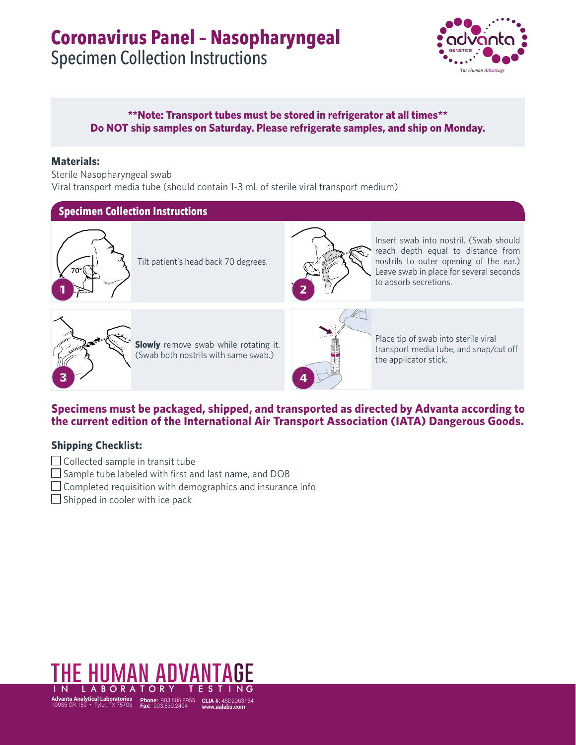# Coronavirus Panel – Nasopharyngeal

## Specimen Collection Instructions

**\*\*Note: Transport tubes must be stored in refrigerator at all times\*\***
**Do NOT ship samples on Saturday. Please refrigerate samples, and ship on Monday.**

### Materials:

Sterile Nasopharyngeal swab
Viral transport media tube (should contain 1-3 mL of sterile viral transport medium)

### Specimen Collection Instructions

1. Tilt patient's head back 70 degrees.
2. Insert swab into nostril. (Swab should reach depth equal to distance from nostrils to outer opening of the ear.) Leave swab in place for several seconds to absorb secretions.
3. **Slowly** remove swab while rotating it. (Swab both nostrils with same swab.)
4. Place tip of swab into sterile viral transport media tube, and snap/cut off the applicator stick.

**Specimens must be packaged, shipped, and transported as directed by Advanta according to the current edition of the International Air Transport Association (IATA) Dangerous Goods.**

### Shipping Checklist:

- ☐ Collected sample in transit tube
- ☐ Sample tube labeled with first and last name, and DOB
- ☐ Completed requisition with demographics and insurance info
- ☐ Shipped in cooler with ice pack

THE HUMAN ADVANTAGE IN LABORATORY TESTING

**Advanta Analytical Laboratories** 10935 CR 159 • Tyler, TX 75703 **Phone:** 903.805.9955 **Fax:** 903.839.2494 **CLIA #:** 45D2063134 **www.aalabs.com**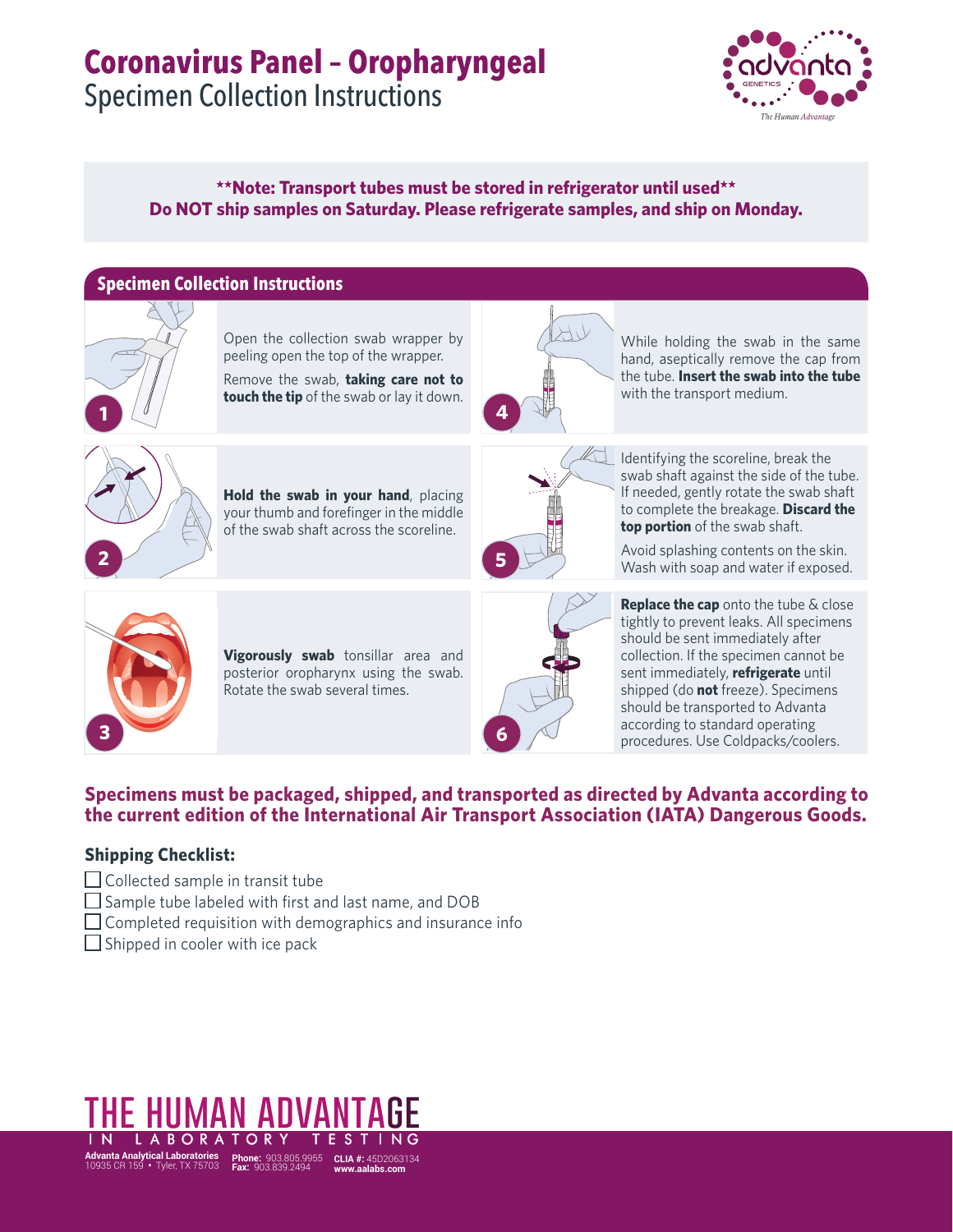# Coronavirus Panel – Oropharyngeal
## Specimen Collection Instructions

**\*\*Note: Transport tubes must be stored in refrigerator until used\*\***
**Do NOT ship samples on Saturday. Please refrigerate samples, and ship on Monday.**

### Specimen Collection Instructions

1. Open the collection swab wrapper by peeling open the top of the wrapper.

   Remove the swab, **taking care not to touch the tip** of the swab or lay it down.

2. **Hold the swab in your hand**, placing your thumb and forefinger in the middle of the swab shaft across the scoreline.

3. **Vigorously swab** tonsillar area and posterior oropharynx using the swab. Rotate the swab several times.

4. While holding the swab in the same hand, aseptically remove the cap from the tube. **Insert the swab into the tube** with the transport medium.

5. Identifying the scoreline, break the swab shaft against the side of the tube. If needed, gently rotate the swab shaft to complete the breakage. **Discard the top portion** of the swab shaft.

   Avoid splashing contents on the skin. Wash with soap and water if exposed.

6. **Replace the cap** onto the tube & close tightly to prevent leaks. All specimens should be sent immediately after collection. If the specimen cannot be sent immediately, **refrigerate** until shipped (do **not** freeze). Specimens should be transported to Advanta according to standard operating procedures. Use Coldpacks/coolers.

**Specimens must be packaged, shipped, and transported as directed by Advanta according to the current edition of the International Air Transport Association (IATA) Dangerous Goods.**

### Shipping Checklist:

- [ ] Collected sample in transit tube
- [ ] Sample tube labeled with first and last name, and DOB
- [ ] Completed requisition with demographics and insurance info
- [ ] Shipped in cooler with ice pack

THE HUMAN ADVANTAGE IN LABORATORY TESTING

**Advanta Analytical Laboratories**
10935 CR 159 • Tyler, TX 75703
**Phone:** 903.805.9955
**Fax:** 903.839.2494
**CLIA #:** 45D2063134
**www.aalabs.com**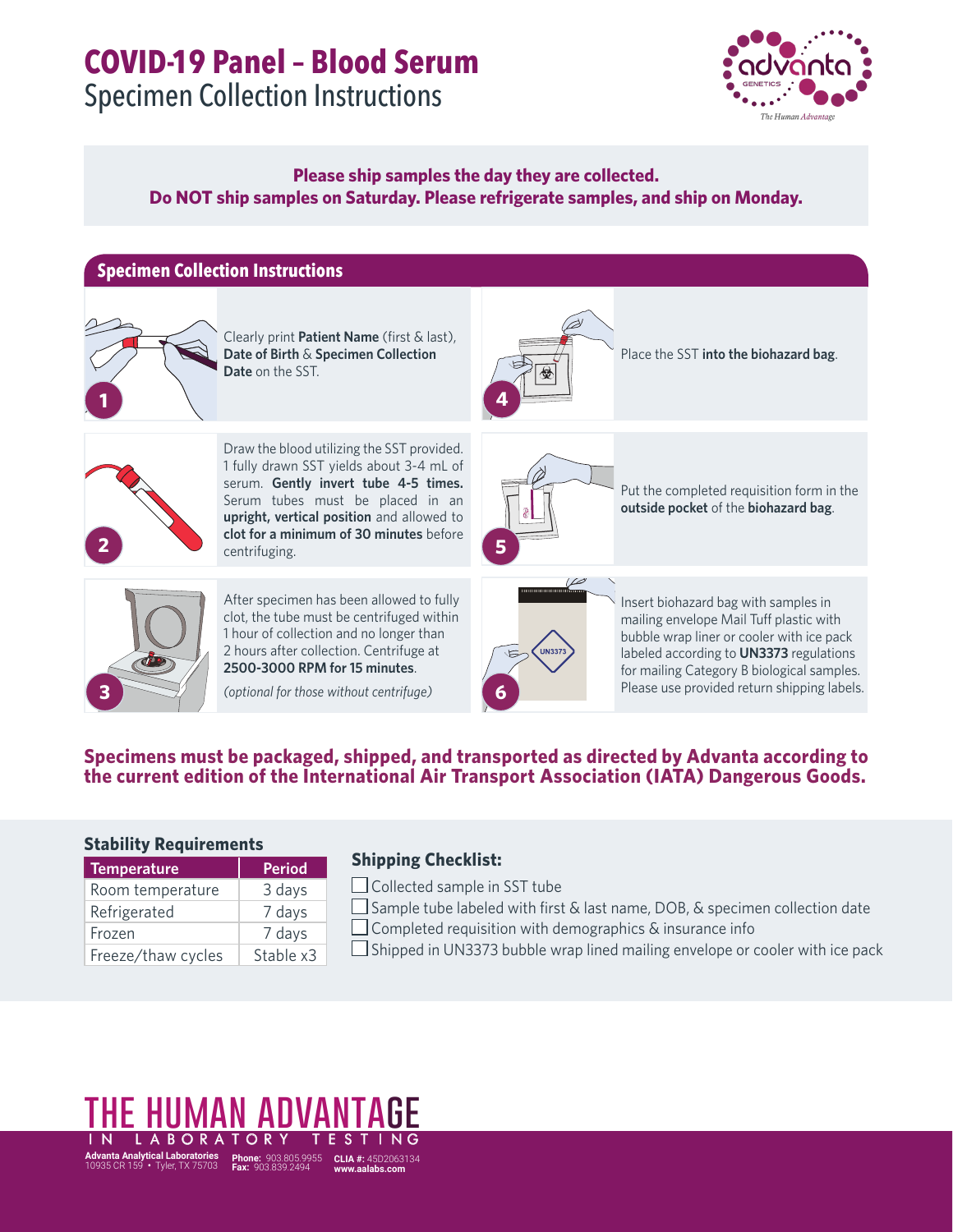# COVID-19 Panel – Blood Serum

Specimen Collection Instructions

**Please ship samples the day they are collected.**
**Do NOT ship samples on Saturday. Please refrigerate samples, and ship on Monday.**

## Specimen Collection Instructions

1. Clearly print **Patient Name** (first & last), **Date of Birth** & **Specimen Collection Date** on the SST.

2. Draw the blood utilizing the SST provided. 1 fully drawn SST yields about 3-4 mL of serum. **Gently invert tube 4-5 times.** Serum tubes must be placed in an **upright, vertical position** and allowed to **clot for a minimum of 30 minutes** before centrifuging.

3. After specimen has been allowed to fully clot, the tube must be centrifuged within 1 hour of collection and no longer than 2 hours after collection. Centrifuge at **2500-3000 RPM for 15 minutes**.
   *(optional for those without centrifuge)*

4. Place the SST **into the biohazard bag**.

5. Put the completed requisition form in the **outside pocket** of the **biohazard bag**.

6. Insert biohazard bag with samples in mailing envelope Mail Tuff plastic with bubble wrap liner or cooler with ice pack labeled according to **UN3373** regulations for mailing Category B biological samples. Please use provided return shipping labels.

**Specimens must be packaged, shipped, and transported as directed by Advanta according to the current edition of the International Air Transport Association (IATA) Dangerous Goods.**

### Stability Requirements

| Temperature | Period |
|---|---|
| Room temperature | 3 days |
| Refrigerated | 7 days |
| Frozen | 7 days |
| Freeze/thaw cycles | Stable x3 |

### Shipping Checklist:

- ☐ Collected sample in SST tube
- ☐ Sample tube labeled with first & last name, DOB, & specimen collection date
- ☐ Completed requisition with demographics & insurance info
- ☐ Shipped in UN3373 bubble wrap lined mailing envelope or cooler with ice pack

THE HUMAN ADVANTAGE IN LABORATORY TESTING

**Advanta Analytical Laboratories**
10935 CR 159 • Tyler, TX 75703
**Phone:** 903.805.9955
**Fax:** 903.839.2494
**CLIA #:** 45D2063134
**www.aalabs.com**